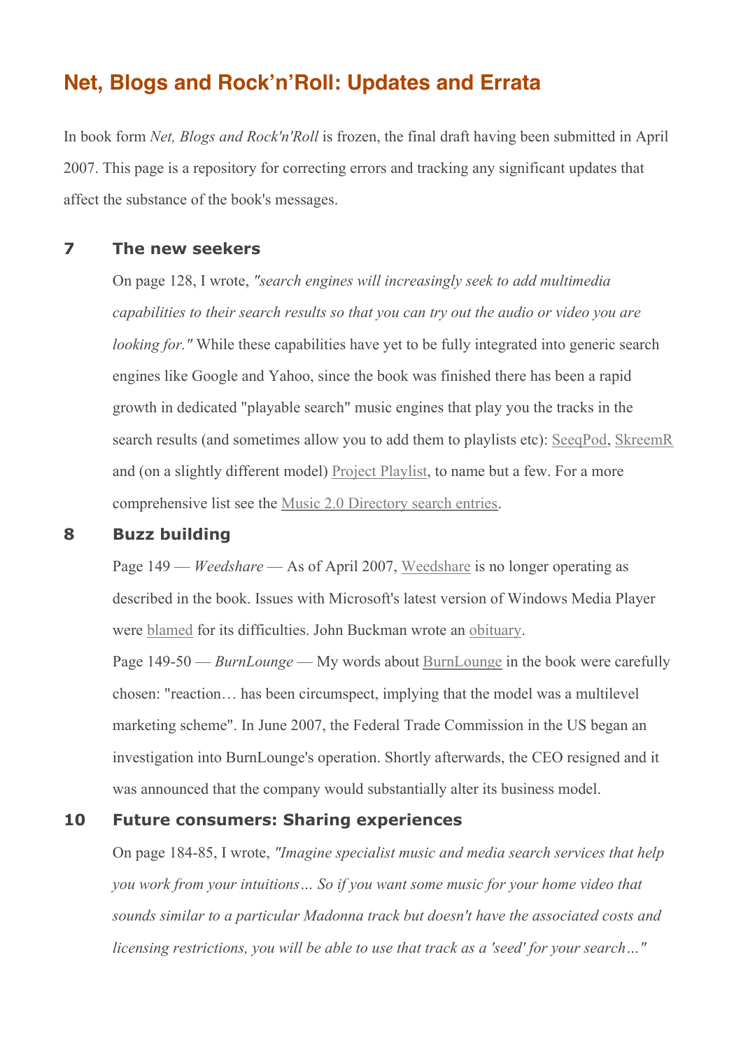# Net, Blogs and Rock'n'Roll: Updates and Errata

In book form *Net, Blogs and Rock'n'Roll* is frozen, the final draft having been submitted in April 2007. This page is a repository for correcting errors and tracking any significant updates that affect the substance of the book's messages.

## 7 The new seekers

On page 128, I wrote, *"search engines will increasingly seek to add multimedia capabilities to their search results so that you can try out the audio or video you are looking for."* While these capabilities have yet to be fully integrated into generic search engines like Google and Yahoo, since the book was finished there has been a rapid growth in dedicated "playable search" music engines that play you the tracks in the search results (and sometimes allow you to add them to playlists etc): SeeqPod, SkreemR and (on a slightly different model) Project Playlist, to name but a few. For a more comprehensive list see the Music 2.0 Directory search entries.

## 8 Buzz building

Page 149 — *Weedshare* — As of April 2007, Weedshare is no longer operating as described in the book. Issues with Microsoft's latest version of Windows Media Player were blamed for its difficulties. John Buckman wrote an obituary.

Page 149-50 — *BurnLounge* — My words about BurnLounge in the book were carefully chosen: "reaction… has been circumspect, implying that the model was a multilevel marketing scheme". In June 2007, the Federal Trade Commission in the US began an investigation into BurnLounge's operation. Shortly afterwards, the CEO resigned and it was announced that the company would substantially alter its business model.

## 10 Future consumers: Sharing experiences

On page 184-85, I wrote, *"Imagine specialist music and media search services that help you work from your intuitions… So if you want some music for your home video that sounds similar to a particular Madonna track but doesn't have the associated costs and licensing restrictions, you will be able to use that track as a 'seed' for your search…"*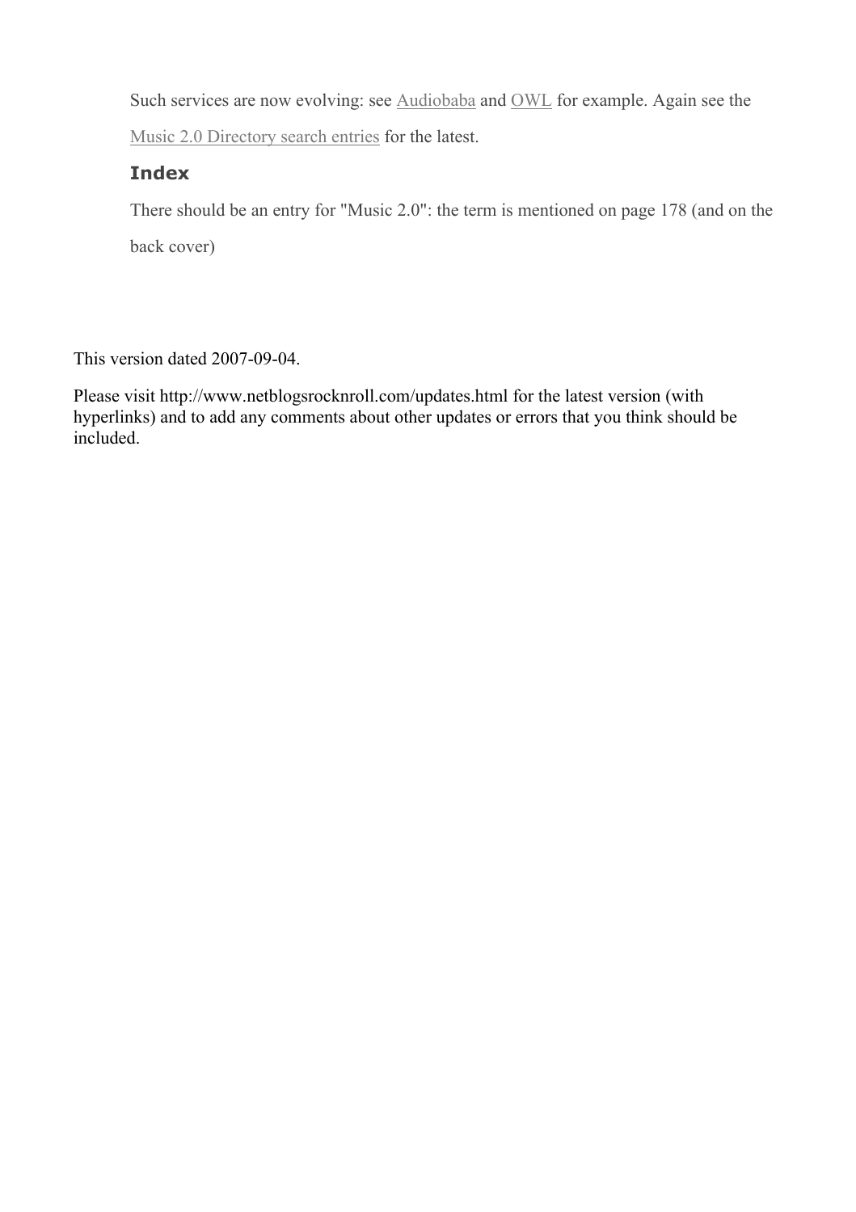Such services are now evolving: see Audiobaba and OWL for example. Again see the Music 2.0 Directory search entries for the latest.

### Index

There should be an entry for "Music 2.0": the term is mentioned on page 178 (and on the back cover)

This version dated 2007-09-04.

Please visit http://www.netblogsrocknroll.com/updates.html for the latest version (with hyperlinks) and to add any comments about other updates or errors that you think should be included.